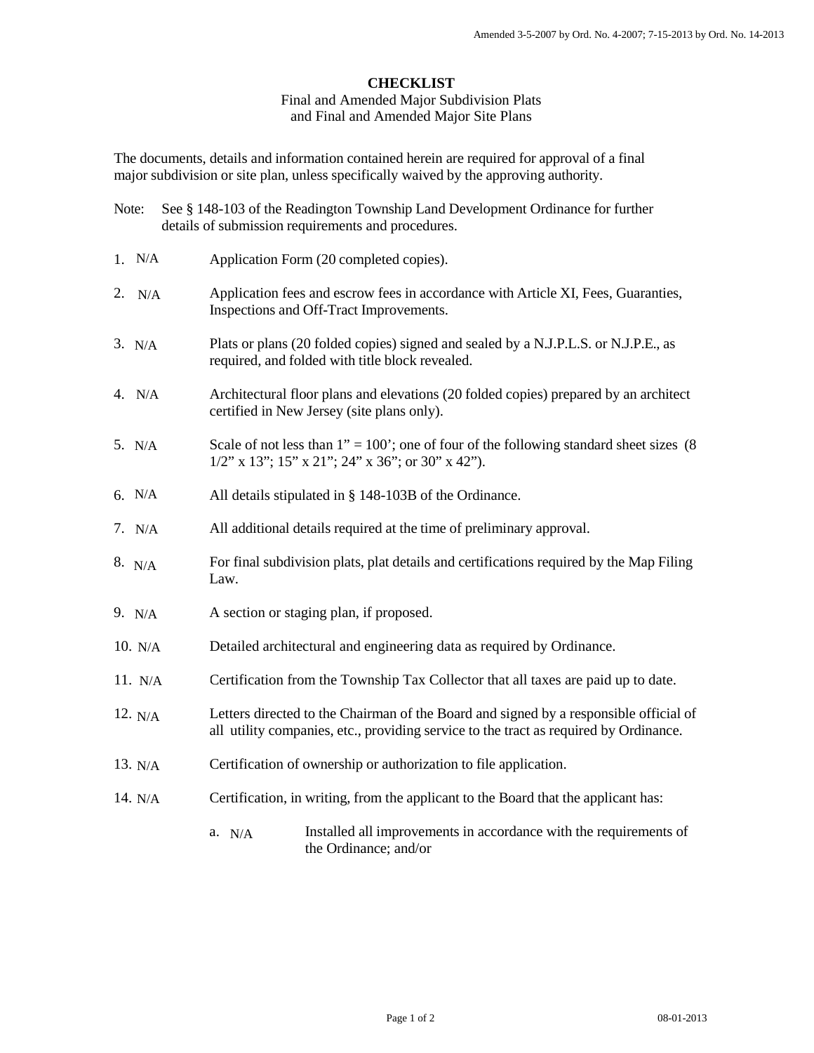Amended 3-5-2007 by Ord. No. 4-2007; 7-15-2013 by Ord. No. 14-2013

# CHECKLIST

Final and Amended Major Subdivision Plats
and Final and Amended Major Site Plans

The documents, details and information contained herein are required for approval of a final major subdivision or site plan, unless specifically waived by the approving authority.

Note: See § 148-103 of the Readington Township Land Development Ordinance for further details of submission requirements and procedures.

1. N/A Application Form (20 completed copies).

2. N/A Application fees and escrow fees in accordance with Article XI, Fees, Guaranties, Inspections and Off-Tract Improvements.

3. N/A Plats or plans (20 folded copies) signed and sealed by a N.J.P.L.S. or N.J.P.E., as required, and folded with title block revealed.

4. N/A Architectural floor plans and elevations (20 folded copies) prepared by an architect certified in New Jersey (site plans only).

5. N/A Scale of not less than 1" = 100'; one of four of the following standard sheet sizes (8 1/2" x 13"; 15" x 21"; 24" x 36"; or 30" x 42").

6. N/A All details stipulated in § 148-103B of the Ordinance.

7. N/A All additional details required at the time of preliminary approval.

8. N/A For final subdivision plats, plat details and certifications required by the Map Filing Law.

9. N/A A section or staging plan, if proposed.

10. N/A Detailed architectural and engineering data as required by Ordinance.

11. N/A Certification from the Township Tax Collector that all taxes are paid up to date.

12. N/A Letters directed to the Chairman of the Board and signed by a responsible official of all utility companies, etc., providing service to the tract as required by Ordinance.

13. N/A Certification of ownership or authorization to file application.

14. N/A Certification, in writing, from the applicant to the Board that the applicant has:

    a. N/A Installed all improvements in accordance with the requirements of the Ordinance; and/or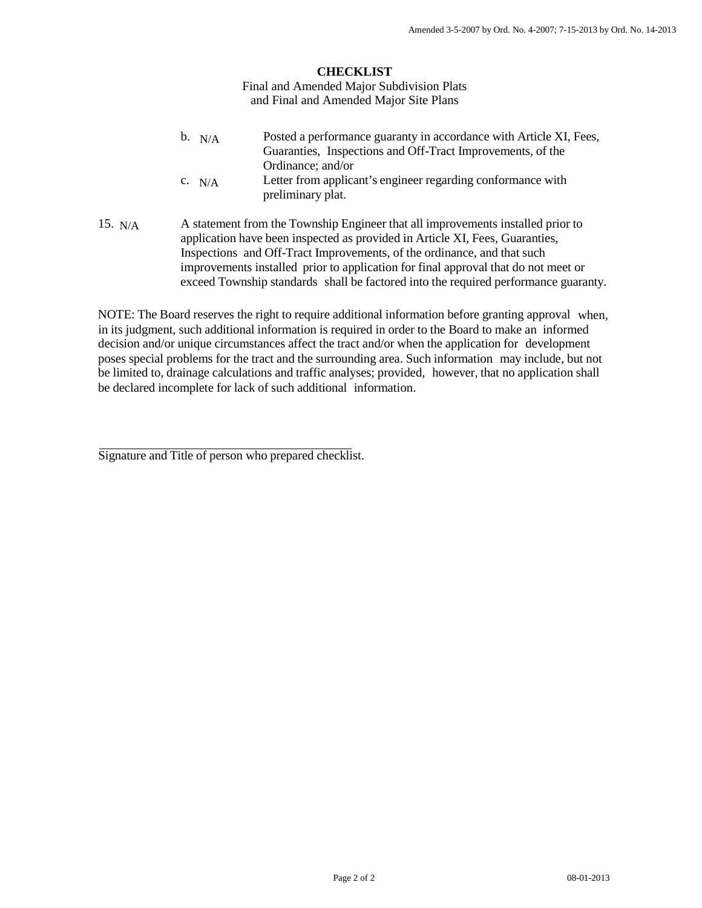**CHECKLIST**

Final and Amended Major Subdivision Plats
and Final and Amended Major Site Plans

b. N/A Posted a performance guaranty in accordance with Article XI, Fees, Guaranties, Inspections and Off-Tract Improvements, of the Ordinance; and/or

c. N/A Letter from applicant's engineer regarding conformance with preliminary plat.

15. N/A A statement from the Township Engineer that all improvements installed prior to application have been inspected as provided in Article XI, Fees, Guaranties, Inspections and Off-Tract Improvements, of the ordinance, and that such improvements installed prior to application for final approval that do not meet or exceed Township standards shall be factored into the required performance guaranty.

NOTE: The Board reserves the right to require additional information before granting approval when, in its judgment, such additional information is required in order to the Board to make an informed decision and/or unique circumstances affect the tract and/or when the application for development poses special problems for the tract and the surrounding area. Such information may include, but not be limited to, drainage calculations and traffic analyses; provided, however, that no application shall be declared incomplete for lack of such additional information.

______________________________________

Signature and Title of person who prepared checklist.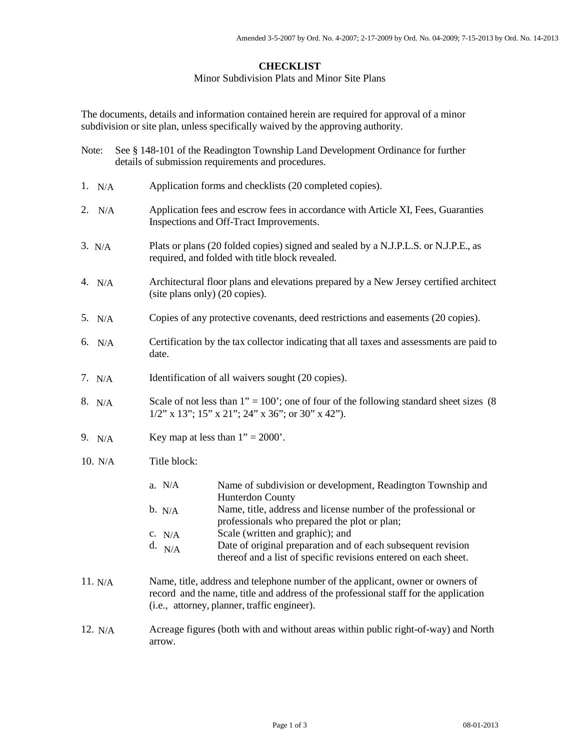Amended 3-5-2007 by Ord. No. 4-2007; 2-17-2009 by Ord. No. 04-2009; 7-15-2013 by Ord. No. 14-2013

# CHECKLIST

Minor Subdivision Plats and Minor Site Plans

The documents, details and information contained herein are required for approval of a minor subdivision or site plan, unless specifically waived by the approving authority.

Note: See § 148-101 of the Readington Township Land Development Ordinance for further details of submission requirements and procedures.

1. N/A Application forms and checklists (20 completed copies).

2. N/A Application fees and escrow fees in accordance with Article XI, Fees, Guaranties Inspections and Off-Tract Improvements.

3. N/A Plats or plans (20 folded copies) signed and sealed by a N.J.P.L.S. or N.J.P.E., as required, and folded with title block revealed.

4. N/A Architectural floor plans and elevations prepared by a New Jersey certified architect (site plans only) (20 copies).

5. N/A Copies of any protective covenants, deed restrictions and easements (20 copies).

6. N/A Certification by the tax collector indicating that all taxes and assessments are paid to date.

7. N/A Identification of all waivers sought (20 copies).

8. N/A Scale of not less than 1" = 100'; one of four of the following standard sheet sizes (8 1/2" x 13"; 15" x 21"; 24" x 36"; or 30" x 42").

9. N/A Key map at less than 1" = 2000'.

10. N/A Title block:
    - a. N/A Name of subdivision or development, Readington Township and Hunterdon County
    - b. N/A Name, title, address and license number of the professional or professionals who prepared the plot or plan;
    - c. N/A Scale (written and graphic); and
    - d. N/A Date of original preparation and of each subsequent revision thereof and a list of specific revisions entered on each sheet.

11. N/A Name, title, address and telephone number of the applicant, owner or owners of record and the name, title and address of the professional staff for the application (i.e., attorney, planner, traffic engineer).

12. N/A Acreage figures (both with and without areas within public right-of-way) and North arrow.

08-01-2013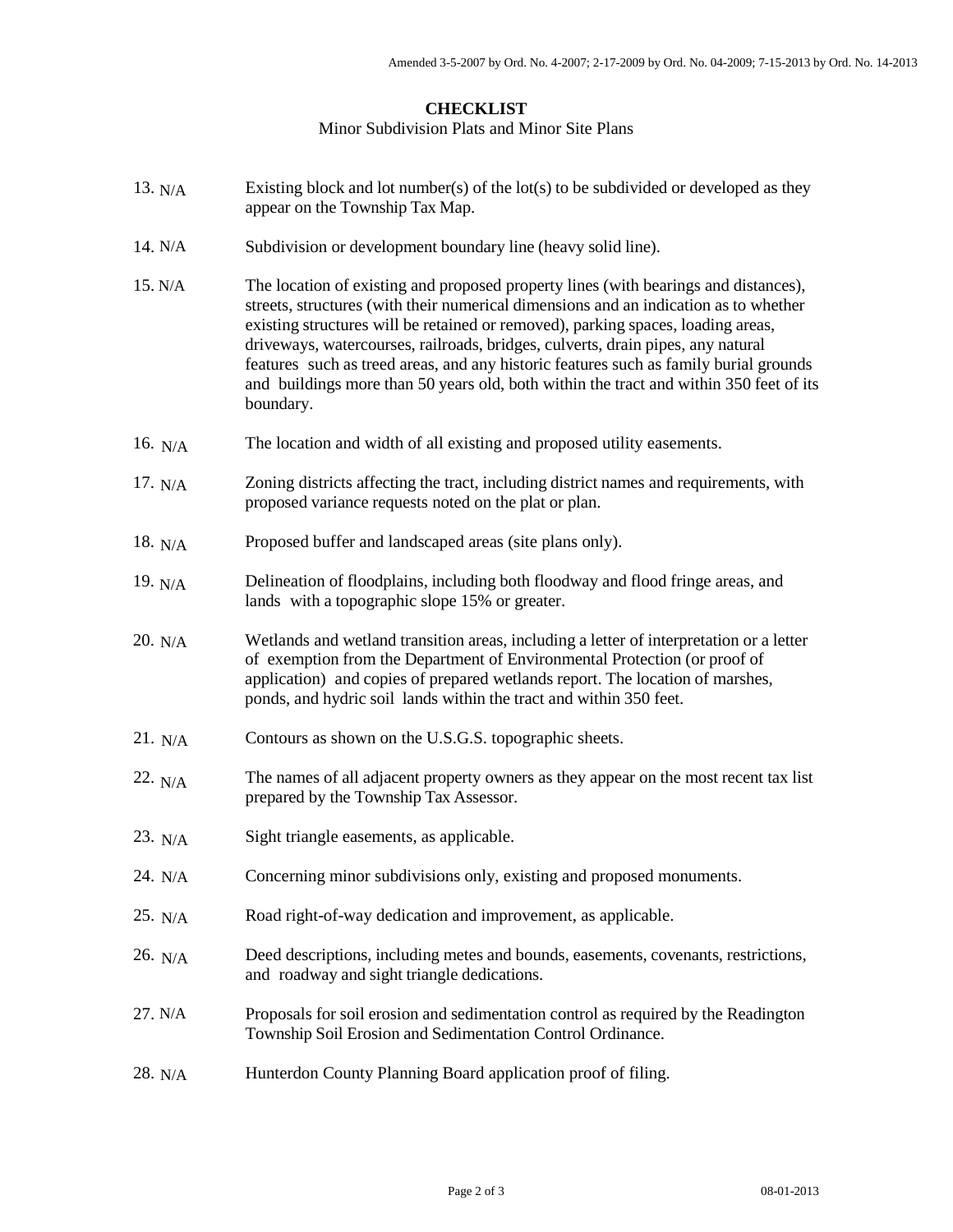Amended 3-5-2007 by Ord. No. 4-2007; 2-17-2009 by Ord. No. 04-2009; 7-15-2013 by Ord. No. 14-2013

**CHECKLIST**

Minor Subdivision Plats and Minor Site Plans

13. N/A — Existing block and lot number(s) of the lot(s) to be subdivided or developed as they appear on the Township Tax Map.

14. N/A — Subdivision or development boundary line (heavy solid line).

15. N/A — The location of existing and proposed property lines (with bearings and distances), streets, structures (with their numerical dimensions and an indication as to whether existing structures will be retained or removed), parking spaces, loading areas, driveways, watercourses, railroads, bridges, culverts, drain pipes, any natural features such as treed areas, and any historic features such as family burial grounds and buildings more than 50 years old, both within the tract and within 350 feet of its boundary.

16. N/A — The location and width of all existing and proposed utility easements.

17. N/A — Zoning districts affecting the tract, including district names and requirements, with proposed variance requests noted on the plat or plan.

18. N/A — Proposed buffer and landscaped areas (site plans only).

19. N/A — Delineation of floodplains, including both floodway and flood fringe areas, and lands with a topographic slope 15% or greater.

20. N/A — Wetlands and wetland transition areas, including a letter of interpretation or a letter of exemption from the Department of Environmental Protection (or proof of application) and copies of prepared wetlands report. The location of marshes, ponds, and hydric soil lands within the tract and within 350 feet.

21. N/A — Contours as shown on the U.S.G.S. topographic sheets.

22. N/A — The names of all adjacent property owners as they appear on the most recent tax list prepared by the Township Tax Assessor.

23. N/A — Sight triangle easements, as applicable.

24. N/A — Concerning minor subdivisions only, existing and proposed monuments.

25. N/A — Road right-of-way dedication and improvement, as applicable.

26. N/A — Deed descriptions, including metes and bounds, easements, covenants, restrictions, and roadway and sight triangle dedications.

27. N/A — Proposals for soil erosion and sedimentation control as required by the Readington Township Soil Erosion and Sedimentation Control Ordinance.

28. N/A — Hunterdon County Planning Board application proof of filing.

08-01-2013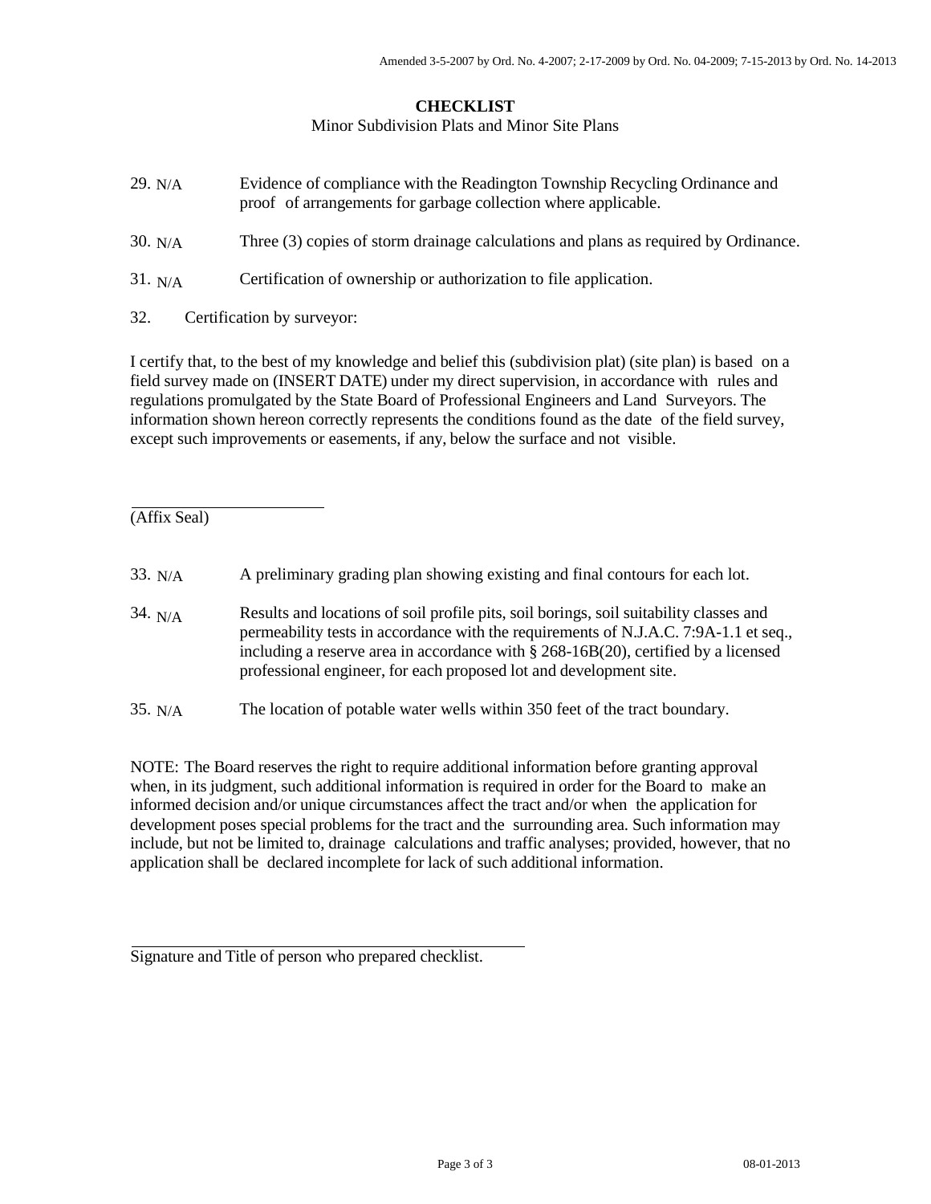Amended 3-5-2007 by Ord. No. 4-2007; 2-17-2009 by Ord. No. 04-2009; 7-15-2013 by Ord. No. 14-2013

**CHECKLIST**

Minor Subdivision Plats and Minor Site Plans

29. N/A Evidence of compliance with the Readington Township Recycling Ordinance and proof of arrangements for garbage collection where applicable.

30. N/A Three (3) copies of storm drainage calculations and plans as required by Ordinance.

31. N/A Certification of ownership or authorization to file application.

32. Certification by surveyor:

I certify that, to the best of my knowledge and belief this (subdivision plat) (site plan) is based on a field survey made on (INSERT DATE) under my direct supervision, in accordance with rules and regulations promulgated by the State Board of Professional Engineers and Land Surveyors. The information shown hereon correctly represents the conditions found as the date of the field survey, except such improvements or easements, if any, below the surface and not visible.

\_\_\_\_\_\_\_\_\_\_\_\_\_\_\_\_\_\_\_\_\_\_\_\_
(Affix Seal)

33. N/A A preliminary grading plan showing existing and final contours for each lot.

34. N/A Results and locations of soil profile pits, soil borings, soil suitability classes and permeability tests in accordance with the requirements of N.J.A.C. 7:9A-1.1 et seq., including a reserve area in accordance with § 268-16B(20), certified by a licensed professional engineer, for each proposed lot and development site.

35. N/A The location of potable water wells within 350 feet of the tract boundary.

NOTE: The Board reserves the right to require additional information before granting approval when, in its judgment, such additional information is required in order for the Board to make an informed decision and/or unique circumstances affect the tract and/or when the application for development poses special problems for the tract and the surrounding area. Such information may include, but not be limited to, drainage calculations and traffic analyses; provided, however, that no application shall be declared incomplete for lack of such additional information.

\_\_\_\_\_\_\_\_\_\_\_\_\_\_\_\_\_\_\_\_\_\_\_\_\_\_\_\_\_\_\_\_\_\_\_\_\_\_\_\_\_\_\_\_\_\_
Signature and Title of person who prepared checklist.

08-01-2013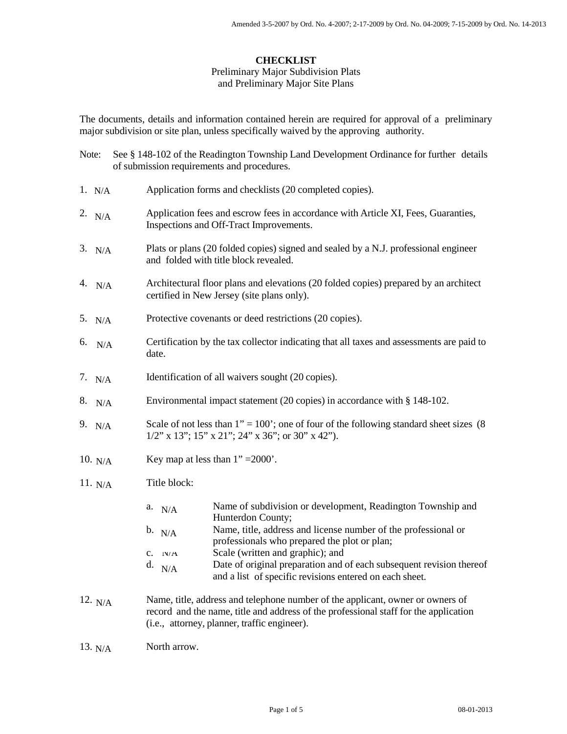Amended 3-5-2007 by Ord. No. 4-2007; 2-17-2009 by Ord. No. 04-2009; 7-15-2009 by Ord. No. 14-2013

# CHECKLIST

Preliminary Major Subdivision Plats
and Preliminary Major Site Plans

The documents, details and information contained herein are required for approval of a preliminary major subdivision or site plan, unless specifically waived by the approving authority.

Note: See § 148-102 of the Readington Township Land Development Ordinance for further details of submission requirements and procedures.

1. N/A Application forms and checklists (20 completed copies).

2. N/A Application fees and escrow fees in accordance with Article XI, Fees, Guaranties, Inspections and Off-Tract Improvements.

3. N/A Plats or plans (20 folded copies) signed and sealed by a N.J. professional engineer and folded with title block revealed.

4. N/A Architectural floor plans and elevations (20 folded copies) prepared by an architect certified in New Jersey (site plans only).

5. N/A Protective covenants or deed restrictions (20 copies).

6. N/A Certification by the tax collector indicating that all taxes and assessments are paid to date.

7. N/A Identification of all waivers sought (20 copies).

8. N/A Environmental impact statement (20 copies) in accordance with § 148-102.

9. N/A Scale of not less than 1" = 100'; one of four of the following standard sheet sizes (8 1/2" x 13"; 15" x 21"; 24" x 36"; or 30" x 42").

10. N/A Key map at less than 1" =2000'.

11. N/A Title block:

    a. N/A Name of subdivision or development, Readington Township and Hunterdon County;
    b. N/A Name, title, address and license number of the professional or professionals who prepared the plot or plan;
    c. N/A Scale (written and graphic); and
    d. N/A Date of original preparation and of each subsequent revision thereof and a list of specific revisions entered on each sheet.

12. N/A Name, title, address and telephone number of the applicant, owner or owners of record and the name, title and address of the professional staff for the application (i.e., attorney, planner, traffic engineer).

13. N/A North arrow.

08-01-2013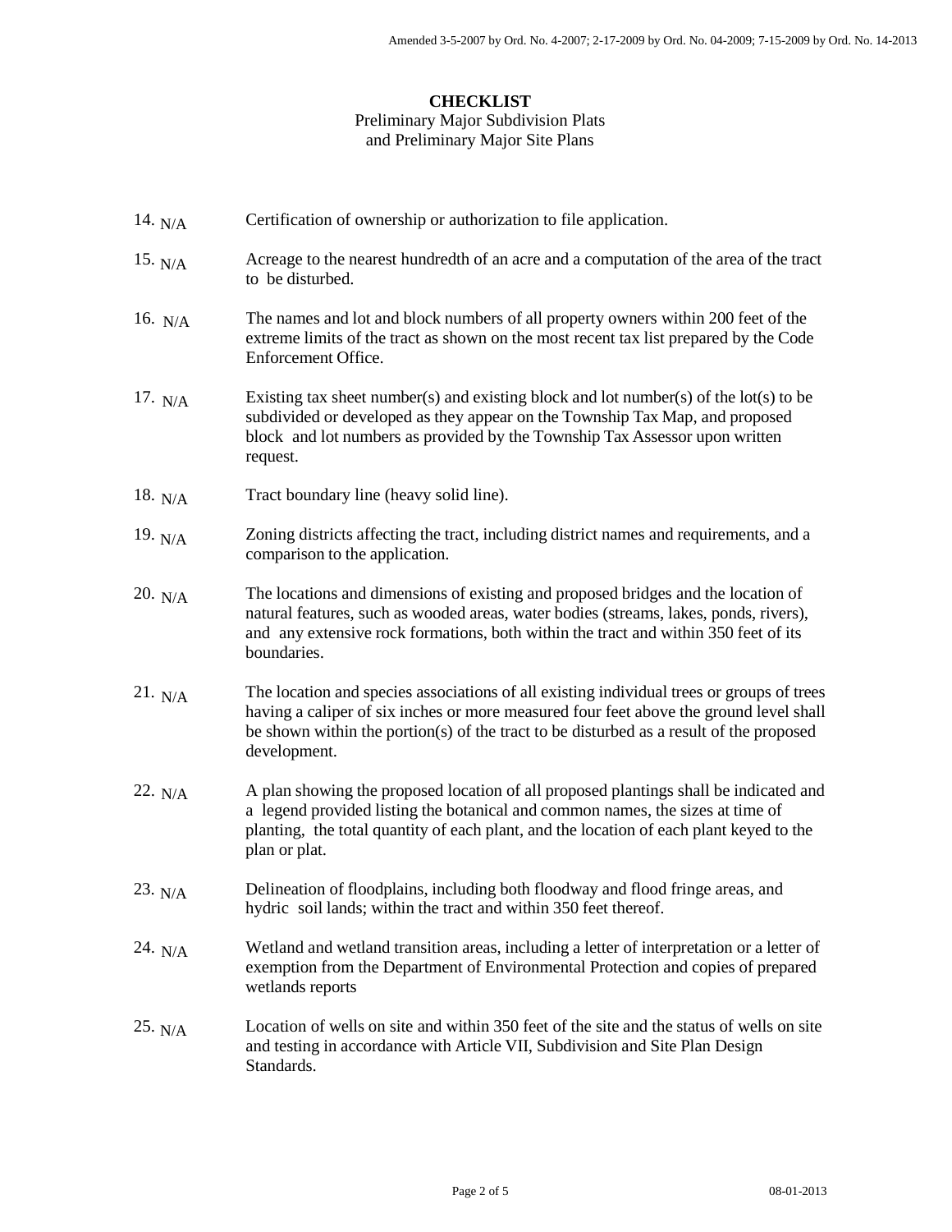**CHECKLIST**
Preliminary Major Subdivision Plats
and Preliminary Major Site Plans

14. N/A Certification of ownership or authorization to file application.

15. N/A Acreage to the nearest hundredth of an acre and a computation of the area of the tract to be disturbed.

16. N/A The names and lot and block numbers of all property owners within 200 feet of the extreme limits of the tract as shown on the most recent tax list prepared by the Code Enforcement Office.

17. N/A Existing tax sheet number(s) and existing block and lot number(s) of the lot(s) to be subdivided or developed as they appear on the Township Tax Map, and proposed block and lot numbers as provided by the Township Tax Assessor upon written request.

18. N/A Tract boundary line (heavy solid line).

19. N/A Zoning districts affecting the tract, including district names and requirements, and a comparison to the application.

20. N/A The locations and dimensions of existing and proposed bridges and the location of natural features, such as wooded areas, water bodies (streams, lakes, ponds, rivers), and any extensive rock formations, both within the tract and within 350 feet of its boundaries.

21. N/A The location and species associations of all existing individual trees or groups of trees having a caliper of six inches or more measured four feet above the ground level shall be shown within the portion(s) of the tract to be disturbed as a result of the proposed development.

22. N/A A plan showing the proposed location of all proposed plantings shall be indicated and a legend provided listing the botanical and common names, the sizes at time of planting, the total quantity of each plant, and the location of each plant keyed to the plan or plat.

23. N/A Delineation of floodplains, including both floodway and flood fringe areas, and hydric soil lands; within the tract and within 350 feet thereof.

24. N/A Wetland and wetland transition areas, including a letter of interpretation or a letter of exemption from the Department of Environmental Protection and copies of prepared wetlands reports

25. N/A Location of wells on site and within 350 feet of the site and the status of wells on site and testing in accordance with Article VII, Subdivision and Site Plan Design Standards.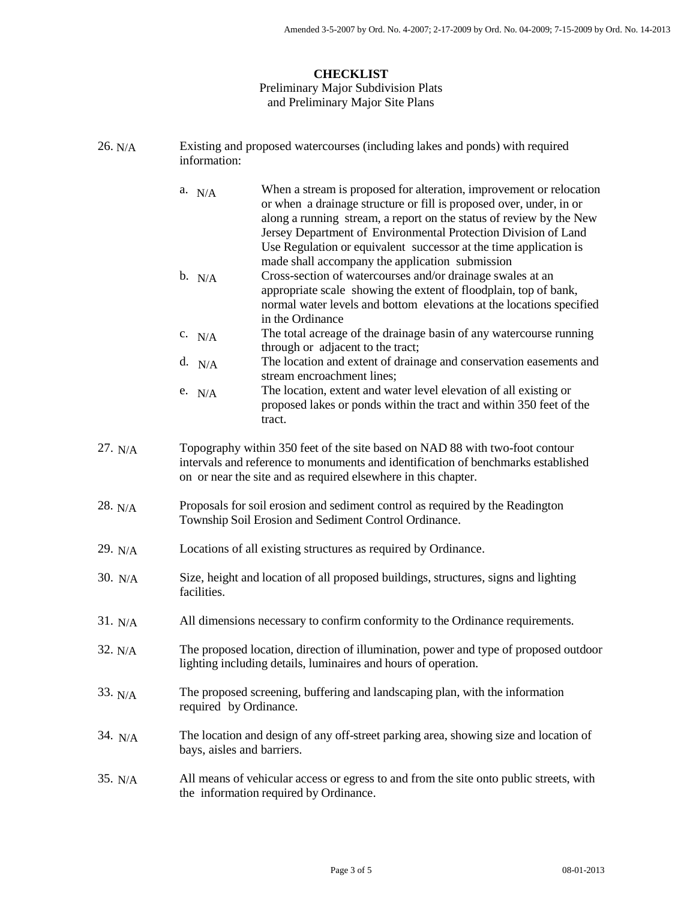**CHECKLIST**

Preliminary Major Subdivision Plats
and Preliminary Major Site Plans

26. N/A — Existing and proposed watercourses (including lakes and ponds) with required information:

    a. N/A — When a stream is proposed for alteration, improvement or relocation or when a drainage structure or fill is proposed over, under, in or along a running stream, a report on the status of review by the New Jersey Department of Environmental Protection Division of Land Use Regulation or equivalent successor at the time application is made shall accompany the application submission

    b. N/A — Cross-section of watercourses and/or drainage swales at an appropriate scale showing the extent of floodplain, top of bank, normal water levels and bottom elevations at the locations specified in the Ordinance

    c. N/A — The total acreage of the drainage basin of any watercourse running through or adjacent to the tract;

    d. N/A — The location and extent of drainage and conservation easements and stream encroachment lines;

    e. N/A — The location, extent and water level elevation of all existing or proposed lakes or ponds within the tract and within 350 feet of the tract.

27. N/A — Topography within 350 feet of the site based on NAD 88 with two-foot contour intervals and reference to monuments and identification of benchmarks established on or near the site and as required elsewhere in this chapter.

28. N/A — Proposals for soil erosion and sediment control as required by the Readington Township Soil Erosion and Sediment Control Ordinance.

29. N/A — Locations of all existing structures as required by Ordinance.

30. N/A — Size, height and location of all proposed buildings, structures, signs and lighting facilities.

31. N/A — All dimensions necessary to confirm conformity to the Ordinance requirements.

32. N/A — The proposed location, direction of illumination, power and type of proposed outdoor lighting including details, luminaires and hours of operation.

33. N/A — The proposed screening, buffering and landscaping plan, with the information required by Ordinance.

34. N/A — The location and design of any off-street parking area, showing size and location of bays, aisles and barriers.

35. N/A — All means of vehicular access or egress to and from the site onto public streets, with the information required by Ordinance.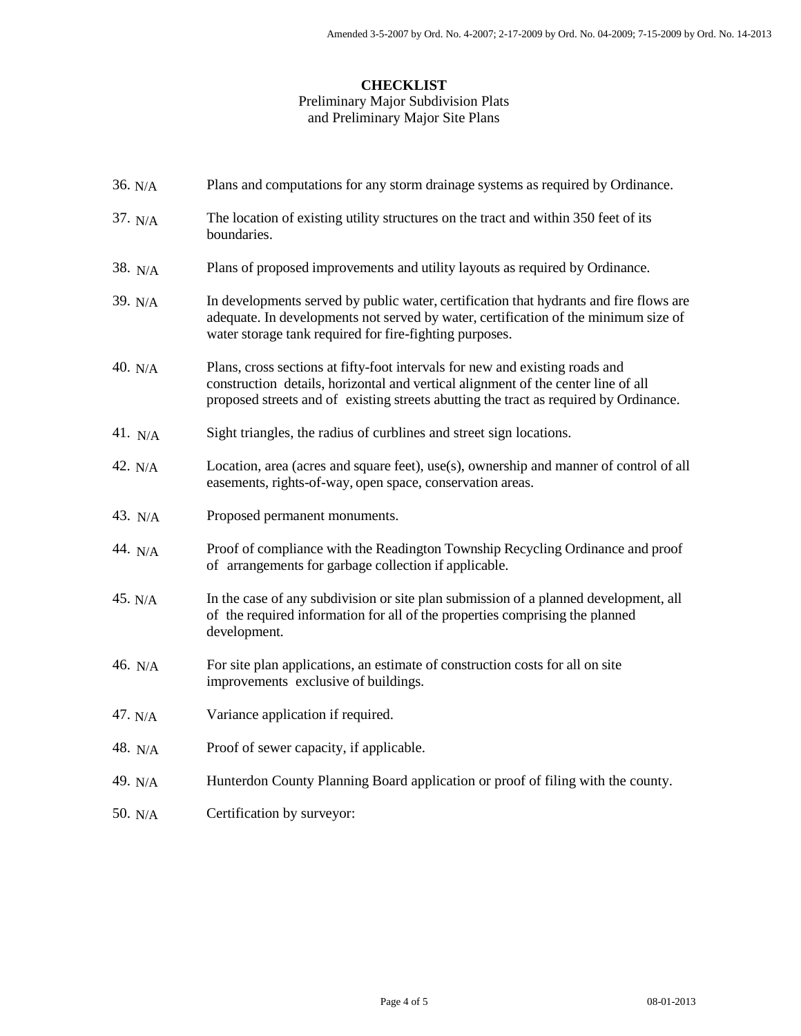**CHECKLIST**

Preliminary Major Subdivision Plats
and Preliminary Major Site Plans

36. N/A — Plans and computations for any storm drainage systems as required by Ordinance.

37. N/A — The location of existing utility structures on the tract and within 350 feet of its boundaries.

38. N/A — Plans of proposed improvements and utility layouts as required by Ordinance.

39. N/A — In developments served by public water, certification that hydrants and fire flows are adequate. In developments not served by water, certification of the minimum size of water storage tank required for fire-fighting purposes.

40. N/A — Plans, cross sections at fifty-foot intervals for new and existing roads and construction details, horizontal and vertical alignment of the center line of all proposed streets and of existing streets abutting the tract as required by Ordinance.

41. N/A — Sight triangles, the radius of curblines and street sign locations.

42. N/A — Location, area (acres and square feet), use(s), ownership and manner of control of all easements, rights-of-way, open space, conservation areas.

43. N/A — Proposed permanent monuments.

44. N/A — Proof of compliance with the Readington Township Recycling Ordinance and proof of arrangements for garbage collection if applicable.

45. N/A — In the case of any subdivision or site plan submission of a planned development, all of the required information for all of the properties comprising the planned development.

46. N/A — For site plan applications, an estimate of construction costs for all on site improvements exclusive of buildings.

47. N/A — Variance application if required.

48. N/A — Proof of sewer capacity, if applicable.

49. N/A — Hunterdon County Planning Board application or proof of filing with the county.

50. N/A — Certification by surveyor: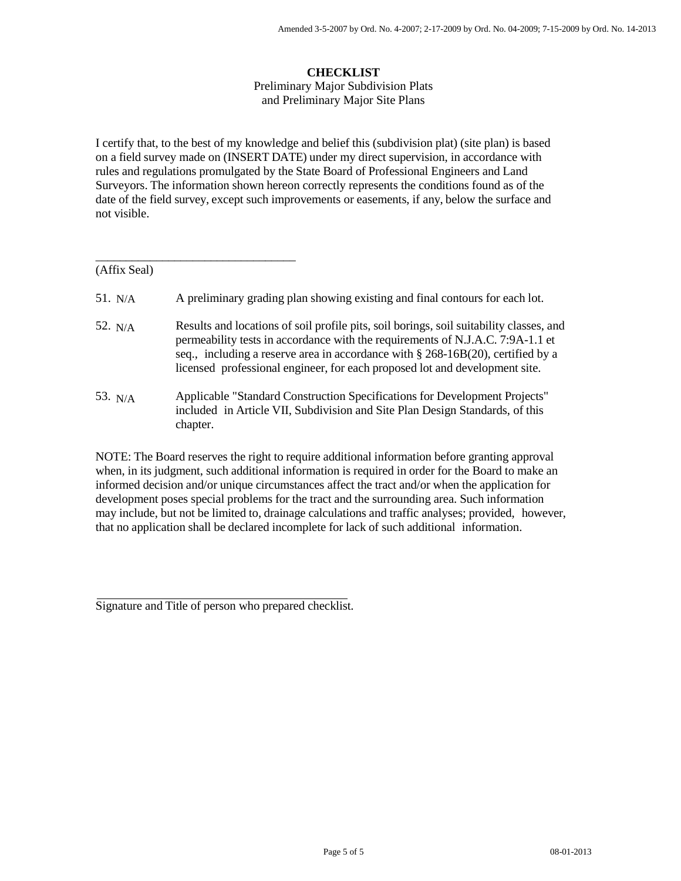**CHECKLIST**

Preliminary Major Subdivision Plats
and Preliminary Major Site Plans

I certify that, to the best of my knowledge and belief this (subdivision plat) (site plan) is based on a field survey made on (INSERT DATE) under my direct supervision, in accordance with rules and regulations promulgated by the State Board of Professional Engineers and Land Surveyors. The information shown hereon correctly represents the conditions found as of the date of the field survey, except such improvements or easements, if any, below the surface and not visible.

\_\_\_\_\_\_\_\_\_\_\_\_\_\_\_\_\_\_\_\_\_\_\_\_\_\_\_\_\_\_\_\_\_
(Affix Seal)

51. N/A — A preliminary grading plan showing existing and final contours for each lot.

52. N/A — Results and locations of soil profile pits, soil borings, soil suitability classes, and permeability tests in accordance with the requirements of N.J.A.C. 7:9A-1.1 et seq., including a reserve area in accordance with § 268-16B(20), certified by a licensed professional engineer, for each proposed lot and development site.

53. N/A — Applicable "Standard Construction Specifications for Development Projects" included in Article VII, Subdivision and Site Plan Design Standards, of this chapter.

NOTE: The Board reserves the right to require additional information before granting approval when, in its judgment, such additional information is required in order for the Board to make an informed decision and/or unique circumstances affect the tract and/or when the application for development poses special problems for the tract and the surrounding area. Such information may include, but not be limited to, drainage calculations and traffic analyses; provided, however, that no application shall be declared incomplete for lack of such additional information.

\_\_\_\_\_\_\_\_\_\_\_\_\_\_\_\_\_\_\_\_\_\_\_\_\_\_\_\_\_\_\_\_\_\_\_\_\_\_\_\_
Signature and Title of person who prepared checklist.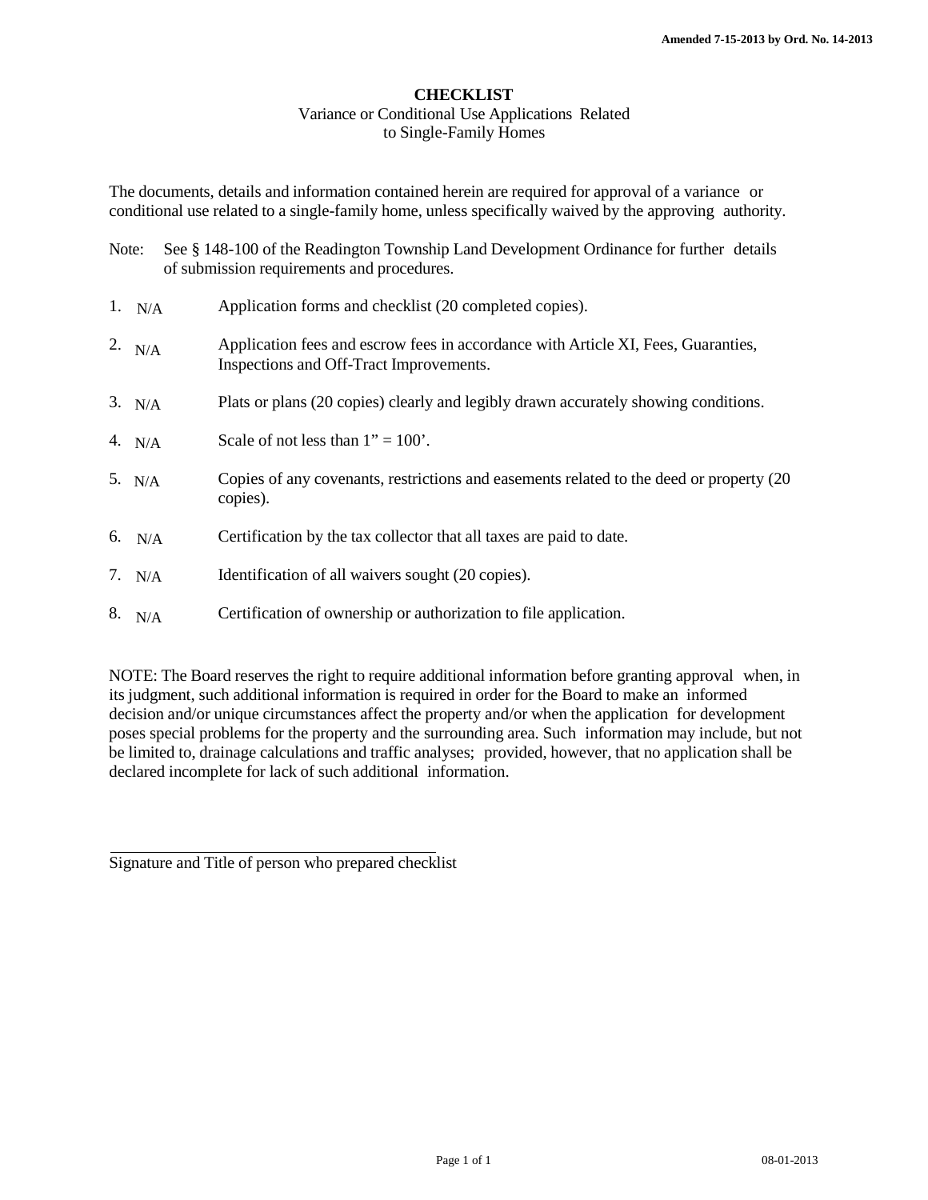Amended 7-15-2013 by Ord. No. 14-2013

# CHECKLIST

Variance or Conditional Use Applications Related to Single-Family Homes

The documents, details and information contained herein are required for approval of a variance or conditional use related to a single-family home, unless specifically waived by the approving authority.

Note: See § 148-100 of the Readington Township Land Development Ordinance for further details of submission requirements and procedures.

1. N/A Application forms and checklist (20 completed copies).
2. N/A Application fees and escrow fees in accordance with Article XI, Fees, Guaranties, Inspections and Off-Tract Improvements.
3. N/A Plats or plans (20 copies) clearly and legibly drawn accurately showing conditions.
4. N/A Scale of not less than 1" = 100'.
5. N/A Copies of any covenants, restrictions and easements related to the deed or property (20 copies).
6. N/A Certification by the tax collector that all taxes are paid to date.
7. N/A Identification of all waivers sought (20 copies).
8. N/A Certification of ownership or authorization to file application.

NOTE: The Board reserves the right to require additional information before granting approval when, in its judgment, such additional information is required in order for the Board to make an informed decision and/or unique circumstances affect the property and/or when the application for development poses special problems for the property and the surrounding area. Such information may include, but not be limited to, drainage calculations and traffic analyses; provided, however, that no application shall be declared incomplete for lack of such additional information.

\_\_\_\_\_\_\_\_\_\_\_\_\_\_\_\_\_\_\_\_\_\_\_\_\_\_\_\_\_\_\_\_\_\_\_\_\_\_\_\_

Signature and Title of person who prepared checklist

08-01-2013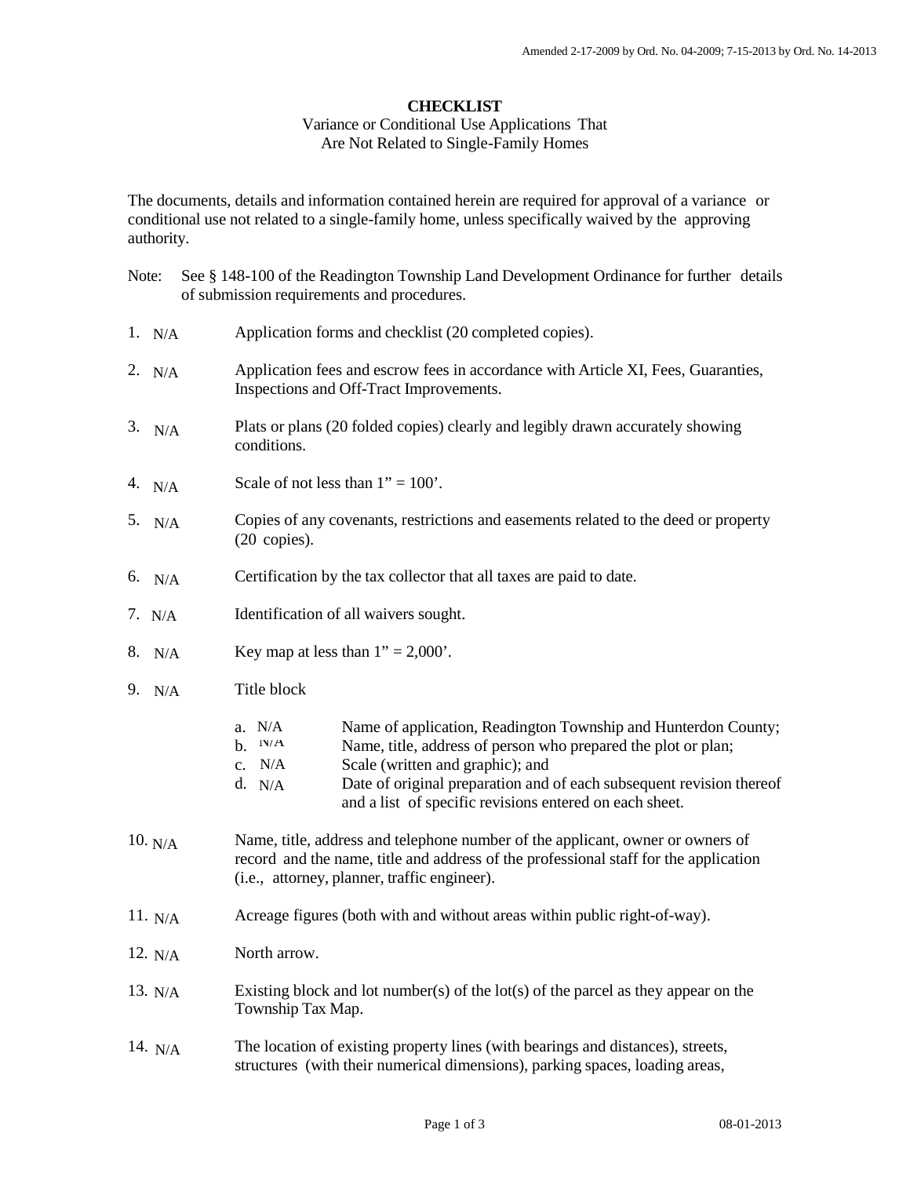Amended 2-17-2009 by Ord. No. 04-2009; 7-15-2013 by Ord. No. 14-2013

**CHECKLIST**

Variance or Conditional Use Applications That Are Not Related to Single-Family Homes

The documents, details and information contained herein are required for approval of a variance or conditional use not related to a single-family home, unless specifically waived by the approving authority.

Note: See § 148-100 of the Readington Township Land Development Ordinance for further details of submission requirements and procedures.

1. N/A Application forms and checklist (20 completed copies).

2. N/A Application fees and escrow fees in accordance with Article XI, Fees, Guaranties, Inspections and Off-Tract Improvements.

3. N/A Plats or plans (20 folded copies) clearly and legibly drawn accurately showing conditions.

4. N/A Scale of not less than 1" = 100'.

5. N/A Copies of any covenants, restrictions and easements related to the deed or property (20 copies).

6. N/A Certification by the tax collector that all taxes are paid to date.

7. N/A Identification of all waivers sought.

8. N/A Key map at less than 1" = 2,000'.

9. N/A Title block
   - a. N/A Name of application, Readington Township and Hunterdon County;
   - b. N/A Name, title, address of person who prepared the plot or plan;
   - c. N/A Scale (written and graphic); and
   - d. N/A Date of original preparation and of each subsequent revision thereof and a list of specific revisions entered on each sheet.

10. N/A Name, title, address and telephone number of the applicant, owner or owners of record and the name, title and address of the professional staff for the application (i.e., attorney, planner, traffic engineer).

11. N/A Acreage figures (both with and without areas within public right-of-way).

12. N/A North arrow.

13. N/A Existing block and lot number(s) of the lot(s) of the parcel as they appear on the Township Tax Map.

14. N/A The location of existing property lines (with bearings and distances), streets, structures (with their numerical dimensions), parking spaces, loading areas,

08-01-2013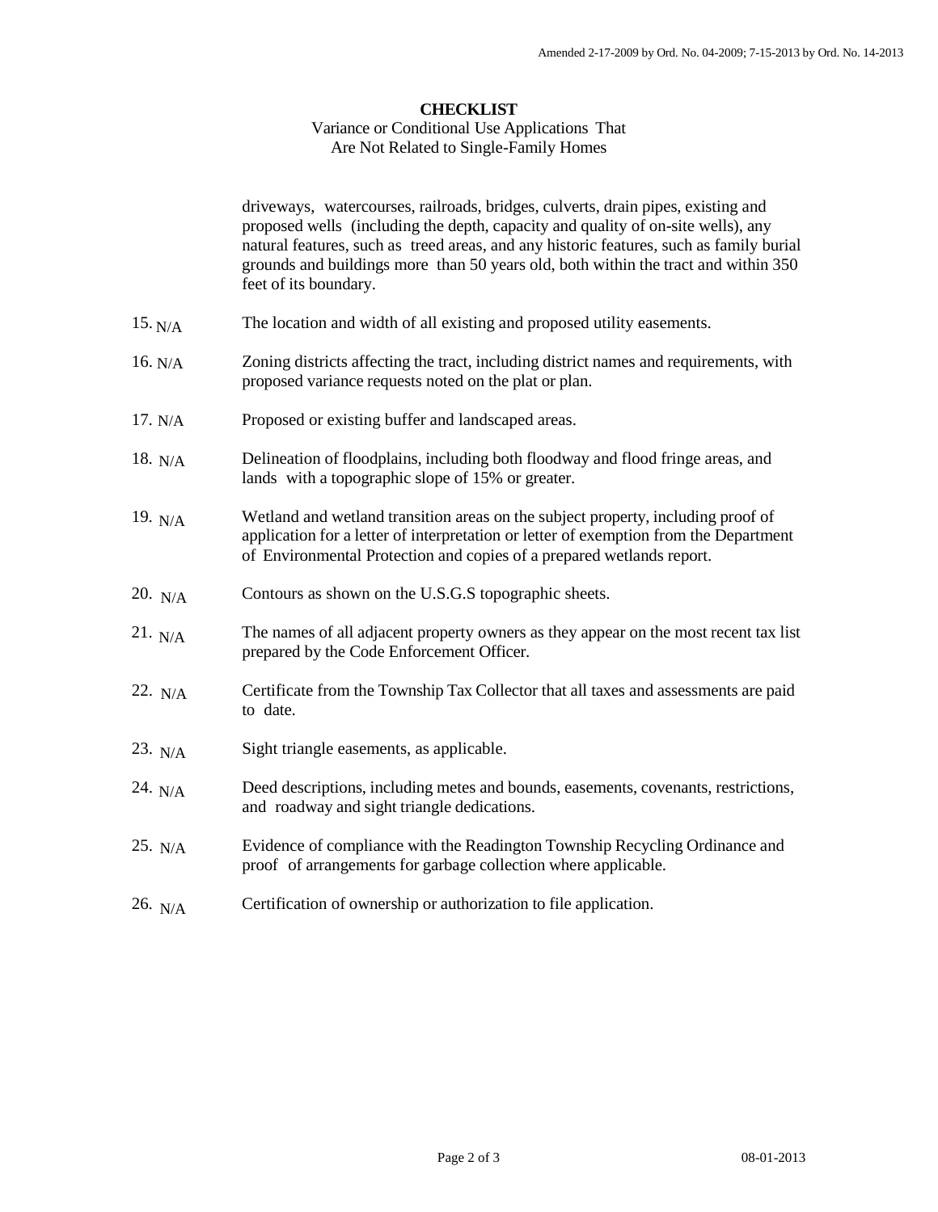**CHECKLIST**

Variance or Conditional Use Applications That Are Not Related to Single-Family Homes

driveways, watercourses, railroads, bridges, culverts, drain pipes, existing and proposed wells (including the depth, capacity and quality of on-site wells), any natural features, such as treed areas, and any historic features, such as family burial grounds and buildings more than 50 years old, both within the tract and within 350 feet of its boundary.

15. N/A The location and width of all existing and proposed utility easements.

16. N/A Zoning districts affecting the tract, including district names and requirements, with proposed variance requests noted on the plat or plan.

17. N/A Proposed or existing buffer and landscaped areas.

18. N/A Delineation of floodplains, including both floodway and flood fringe areas, and lands with a topographic slope of 15% or greater.

19. N/A Wetland and wetland transition areas on the subject property, including proof of application for a letter of interpretation or letter of exemption from the Department of Environmental Protection and copies of a prepared wetlands report.

20. N/A Contours as shown on the U.S.G.S topographic sheets.

21. N/A The names of all adjacent property owners as they appear on the most recent tax list prepared by the Code Enforcement Officer.

22. N/A Certificate from the Township Tax Collector that all taxes and assessments are paid to date.

23. N/A Sight triangle easements, as applicable.

24. N/A Deed descriptions, including metes and bounds, easements, covenants, restrictions, and roadway and sight triangle dedications.

25. N/A Evidence of compliance with the Readington Township Recycling Ordinance and proof of arrangements for garbage collection where applicable.

26. N/A Certification of ownership or authorization to file application.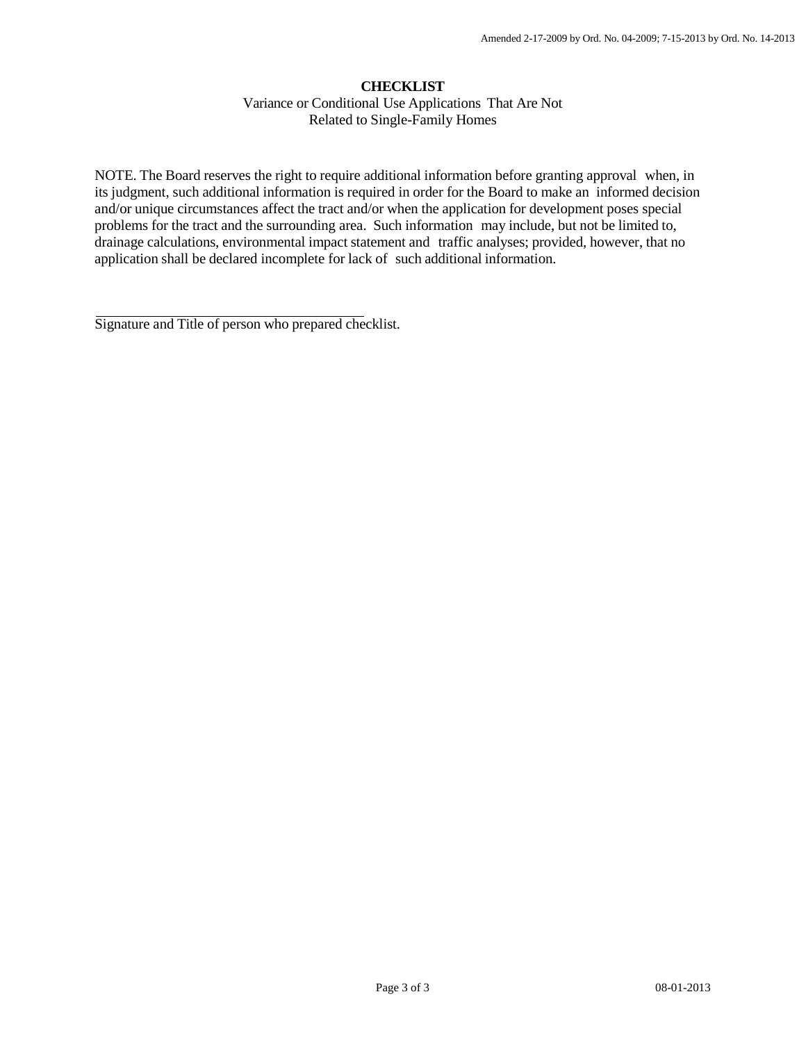# CHECKLIST

Variance or Conditional Use Applications That Are Not Related to Single-Family Homes

NOTE. The Board reserves the right to require additional information before granting approval when, in its judgment, such additional information is required in order for the Board to make an informed decision and/or unique circumstances affect the tract and/or when the application for development poses special problems for the tract and the surrounding area. Such information may include, but not be limited to, drainage calculations, environmental impact statement and traffic analyses; provided, however, that no application shall be declared incomplete for lack of such additional information.

\_\_\_\_\_\_\_\_\_\_\_\_\_\_\_\_\_\_\_\_\_\_\_\_\_\_\_\_\_\_\_\_\_\_\_\_\_\_\_\_

Signature and Title of person who prepared checklist.